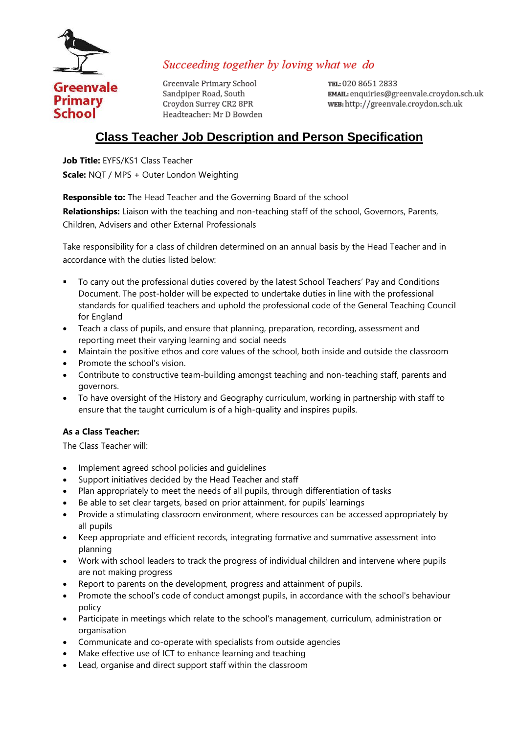Greenvale Primary School

*Succeeding together by loving what we do*

Greenvale Primary School
Sandpiper Road, South
Croydon Surrey CR2 8PR
Headteacher: Mr D Bowden

**TEL:** 020 8651 2833
**EMAIL:** enquiries@greenvale.croydon.sch.uk
**WEB:** http://greenvale.croydon.sch.uk

# Class Teacher Job Description and Person Specification

**Job Title:** EYFS/KS1 Class Teacher
**Scale:** NQT / MPS + Outer London Weighting

**Responsible to:** The Head Teacher and the Governing Board of the school
**Relationships:** Liaison with the teaching and non-teaching staff of the school, Governors, Parents, Children, Advisers and other External Professionals

Take responsibility for a class of children determined on an annual basis by the Head Teacher and in accordance with the duties listed below:

- To carry out the professional duties covered by the latest School Teachers' Pay and Conditions Document. The post-holder will be expected to undertake duties in line with the professional standards for qualified teachers and uphold the professional code of the General Teaching Council for England
- Teach a class of pupils, and ensure that planning, preparation, recording, assessment and reporting meet their varying learning and social needs
- Maintain the positive ethos and core values of the school, both inside and outside the classroom
- Promote the school's vision.
- Contribute to constructive team-building amongst teaching and non-teaching staff, parents and governors.
- To have oversight of the History and Geography curriculum, working in partnership with staff to ensure that the taught curriculum is of a high-quality and inspires pupils.

**As a Class Teacher:**
The Class Teacher will:

- Implement agreed school policies and guidelines
- Support initiatives decided by the Head Teacher and staff
- Plan appropriately to meet the needs of all pupils, through differentiation of tasks
- Be able to set clear targets, based on prior attainment, for pupils' learnings
- Provide a stimulating classroom environment, where resources can be accessed appropriately by all pupils
- Keep appropriate and efficient records, integrating formative and summative assessment into planning
- Work with school leaders to track the progress of individual children and intervene where pupils are not making progress
- Report to parents on the development, progress and attainment of pupils.
- Promote the school's code of conduct amongst pupils, in accordance with the school's behaviour policy
- Participate in meetings which relate to the school's management, curriculum, administration or organisation
- Communicate and co-operate with specialists from outside agencies
- Make effective use of ICT to enhance learning and teaching
- Lead, organise and direct support staff within the classroom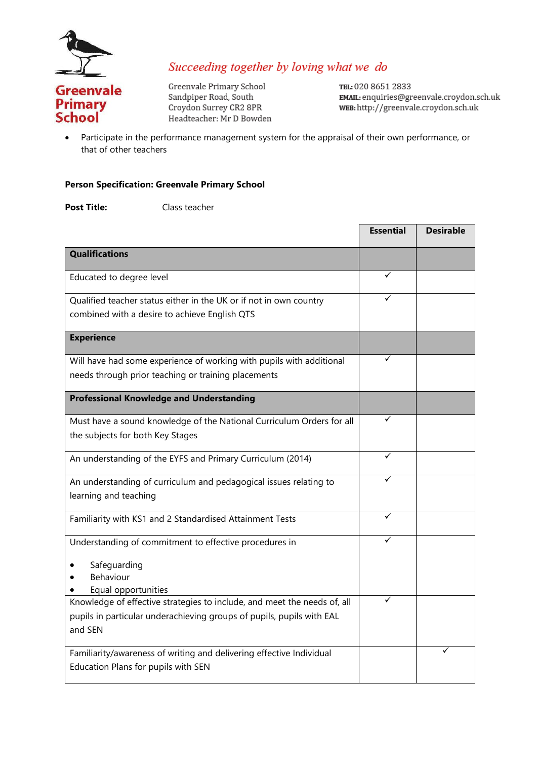- Participate in the performance management system for the appraisal of their own performance, or that of other teachers

**Person Specification: Greenvale Primary School**

**Post Title:** Class teacher

| | Essential | Desirable |
|---|---|---|
| **Qualifications** | | |
| Educated to degree level | ✓ | |
| Qualified teacher status either in the UK or if not in own country combined with a desire to achieve English QTS | ✓ | |
| **Experience** | | |
| Will have had some experience of working with pupils with additional needs through prior teaching or training placements | ✓ | |
| **Professional Knowledge and Understanding** | | |
| Must have a sound knowledge of the National Curriculum Orders for all the subjects for both Key Stages | ✓ | |
| An understanding of the EYFS and Primary Curriculum (2014) | ✓ | |
| An understanding of curriculum and pedagogical issues relating to learning and teaching | ✓ | |
| Familiarity with KS1 and 2 Standardised Attainment Tests | ✓ | |
| Understanding of commitment to effective procedures in<br>• Safeguarding<br>• Behaviour<br>• Equal opportunities | ✓ | |
| Knowledge of effective strategies to include, and meet the needs of, all pupils in particular underachieving groups of pupils, pupils with EAL and SEN | ✓ | |
| Familiarity/awareness of writing and delivering effective Individual Education Plans for pupils with SEN | | ✓ |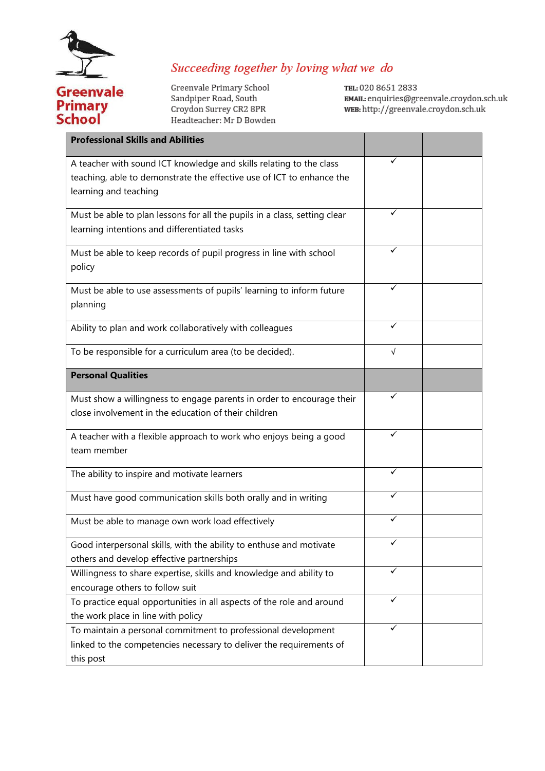Greenvale Primary School

*Succeeding together by loving what we do*

Greenvale Primary School
Sandpiper Road, South
Croydon Surrey CR2 8PR
Headteacher: Mr D Bowden

**TEL:** 020 8651 2833
**EMAIL:** enquiries@greenvale.croydon.sch.uk
**WEB:** http://greenvale.croydon.sch.uk

| **Professional Skills and Abilities** | | |
|---|---|---|
| A teacher with sound ICT knowledge and skills relating to the class teaching, able to demonstrate the effective use of ICT to enhance the learning and teaching | ✓ | |
| Must be able to plan lessons for all the pupils in a class, setting clear learning intentions and differentiated tasks | ✓ | |
| Must be able to keep records of pupil progress in line with school policy | ✓ | |
| Must be able to use assessments of pupils' learning to inform future planning | ✓ | |
| Ability to plan and work collaboratively with colleagues | ✓ | |
| To be responsible for a curriculum area (to be decided). | √ | |
| **Personal Qualities** | | |
| Must show a willingness to engage parents in order to encourage their close involvement in the education of their children | ✓ | |
| A teacher with a flexible approach to work who enjoys being a good team member | ✓ | |
| The ability to inspire and motivate learners | ✓ | |
| Must have good communication skills both orally and in writing | ✓ | |
| Must be able to manage own work load effectively | ✓ | |
| Good interpersonal skills, with the ability to enthuse and motivate others and develop effective partnerships | ✓ | |
| Willingness to share expertise, skills and knowledge and ability to encourage others to follow suit | ✓ | |
| To practice equal opportunities in all aspects of the role and around the work place in line with policy | ✓ | |
| To maintain a personal commitment to professional development linked to the competencies necessary to deliver the requirements of this post | ✓ | |